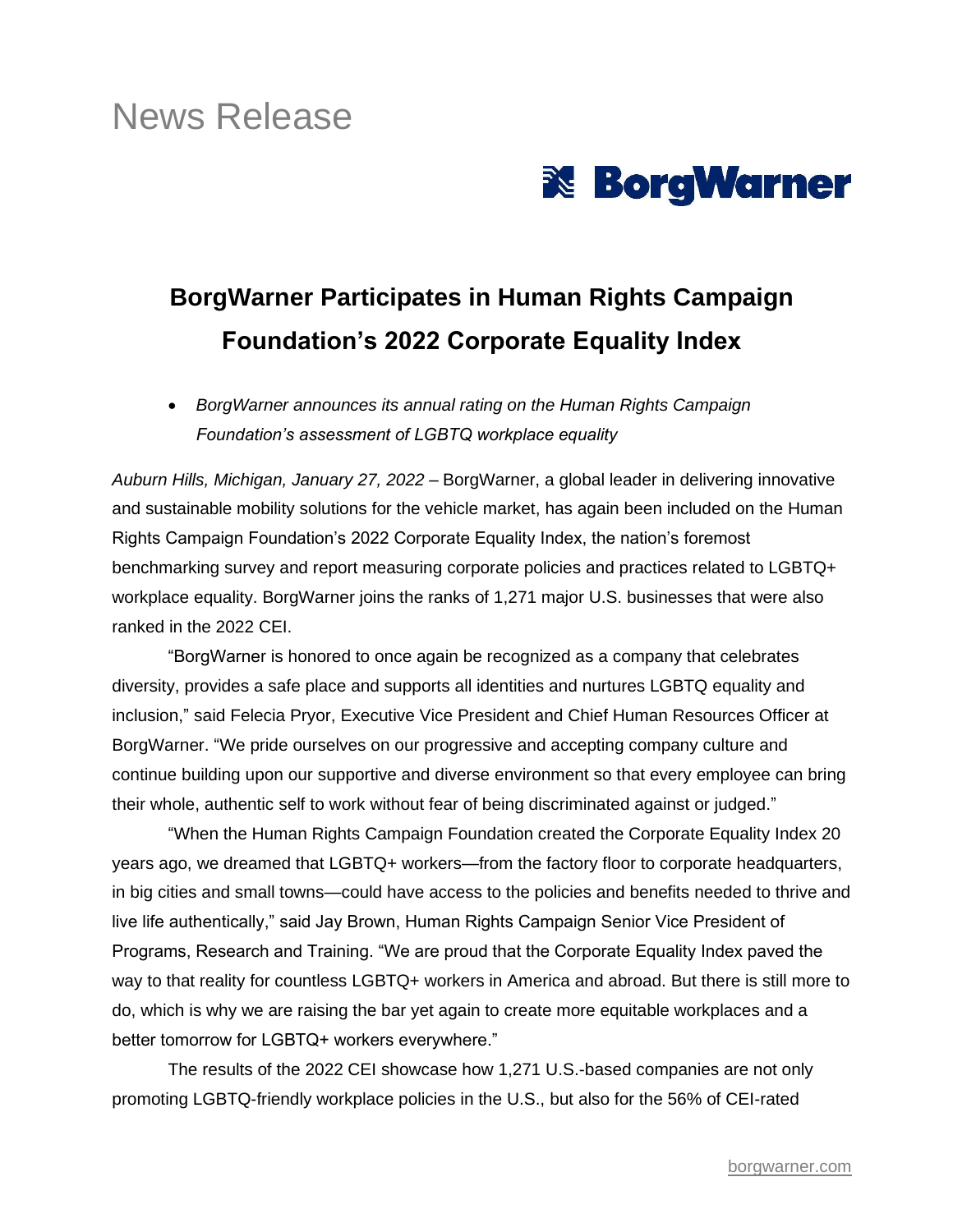News Release

BorgWarner

# BorgWarner Participates in Human Rights Campaign Foundation's 2022 Corporate Equality Index

- *BorgWarner announces its annual rating on the Human Rights Campaign Foundation's assessment of LGBTQ workplace equality*

*Auburn Hills, Michigan, January 27, 2022* – BorgWarner, a global leader in delivering innovative and sustainable mobility solutions for the vehicle market, has again been included on the Human Rights Campaign Foundation's 2022 Corporate Equality Index, the nation's foremost benchmarking survey and report measuring corporate policies and practices related to LGBTQ+ workplace equality. BorgWarner joins the ranks of 1,271 major U.S. businesses that were also ranked in the 2022 CEI.

"BorgWarner is honored to once again be recognized as a company that celebrates diversity, provides a safe place and supports all identities and nurtures LGBTQ equality and inclusion," said Felecia Pryor, Executive Vice President and Chief Human Resources Officer at BorgWarner. "We pride ourselves on our progressive and accepting company culture and continue building upon our supportive and diverse environment so that every employee can bring their whole, authentic self to work without fear of being discriminated against or judged."

"When the Human Rights Campaign Foundation created the Corporate Equality Index 20 years ago, we dreamed that LGBTQ+ workers—from the factory floor to corporate headquarters, in big cities and small towns—could have access to the policies and benefits needed to thrive and live life authentically," said Jay Brown, Human Rights Campaign Senior Vice President of Programs, Research and Training. "We are proud that the Corporate Equality Index paved the way to that reality for countless LGBTQ+ workers in America and abroad. But there is still more to do, which is why we are raising the bar yet again to create more equitable workplaces and a better tomorrow for LGBTQ+ workers everywhere."

The results of the 2022 CEI showcase how 1,271 U.S.-based companies are not only promoting LGBTQ-friendly workplace policies in the U.S., but also for the 56% of CEI-rated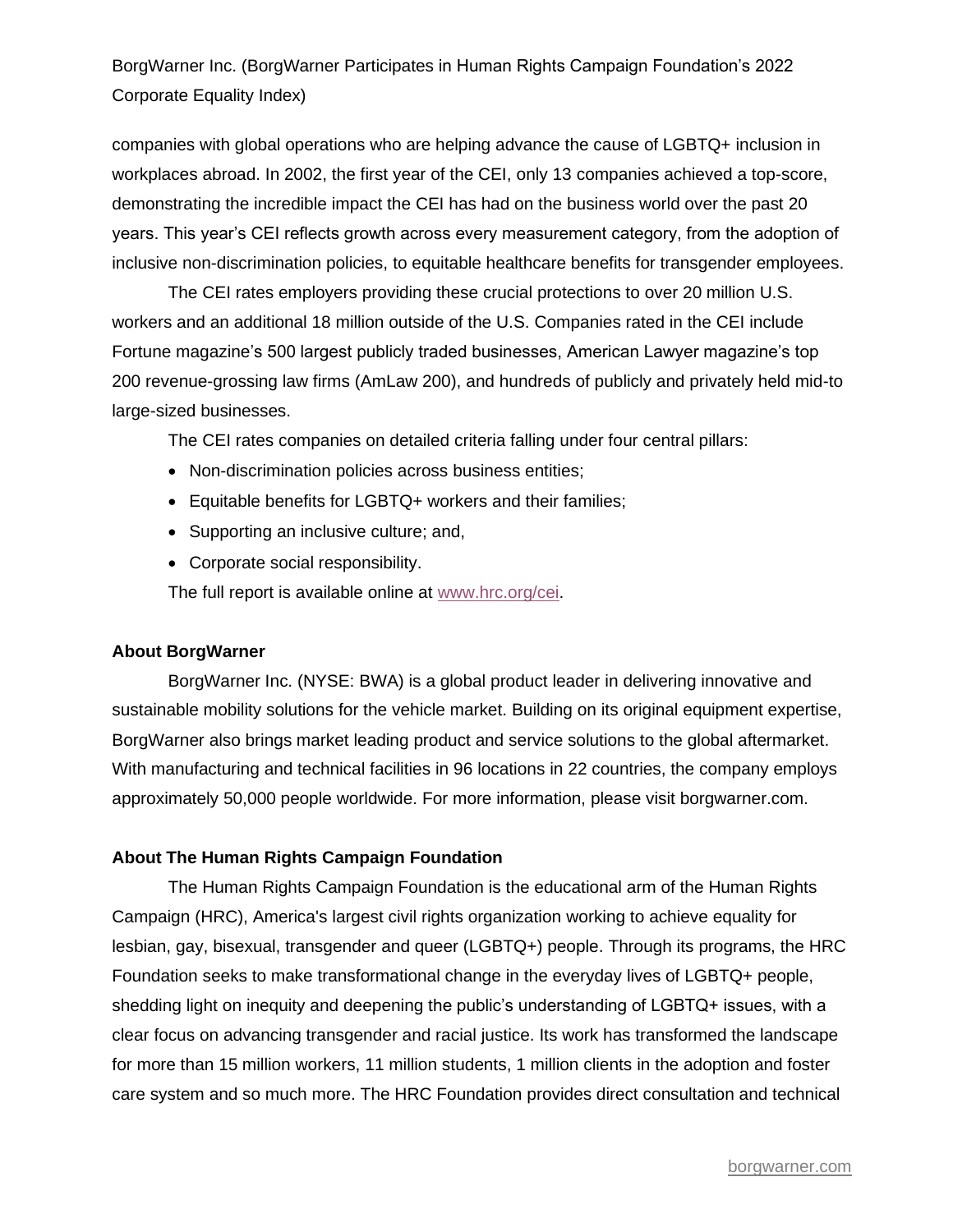companies with global operations who are helping advance the cause of LGBTQ+ inclusion in workplaces abroad. In 2002, the first year of the CEI, only 13 companies achieved a top-score, demonstrating the incredible impact the CEI has had on the business world over the past 20 years. This year's CEI reflects growth across every measurement category, from the adoption of inclusive non-discrimination policies, to equitable healthcare benefits for transgender employees.

The CEI rates employers providing these crucial protections to over 20 million U.S. workers and an additional 18 million outside of the U.S. Companies rated in the CEI include Fortune magazine's 500 largest publicly traded businesses, American Lawyer magazine's top 200 revenue-grossing law firms (AmLaw 200), and hundreds of publicly and privately held mid-to large-sized businesses.

The CEI rates companies on detailed criteria falling under four central pillars:

- Non-discrimination policies across business entities;
- Equitable benefits for LGBTQ+ workers and their families;
- Supporting an inclusive culture; and,
- Corporate social responsibility.

The full report is available online at www.hrc.org/cei.

**About BorgWarner**

BorgWarner Inc. (NYSE: BWA) is a global product leader in delivering innovative and sustainable mobility solutions for the vehicle market. Building on its original equipment expertise, BorgWarner also brings market leading product and service solutions to the global aftermarket. With manufacturing and technical facilities in 96 locations in 22 countries, the company employs approximately 50,000 people worldwide. For more information, please visit borgwarner.com.

**About The Human Rights Campaign Foundation**

The Human Rights Campaign Foundation is the educational arm of the Human Rights Campaign (HRC), America's largest civil rights organization working to achieve equality for lesbian, gay, bisexual, transgender and queer (LGBTQ+) people. Through its programs, the HRC Foundation seeks to make transformational change in the everyday lives of LGBTQ+ people, shedding light on inequity and deepening the public's understanding of LGBTQ+ issues, with a clear focus on advancing transgender and racial justice. Its work has transformed the landscape for more than 15 million workers, 11 million students, 1 million clients in the adoption and foster care system and so much more. The HRC Foundation provides direct consultation and technical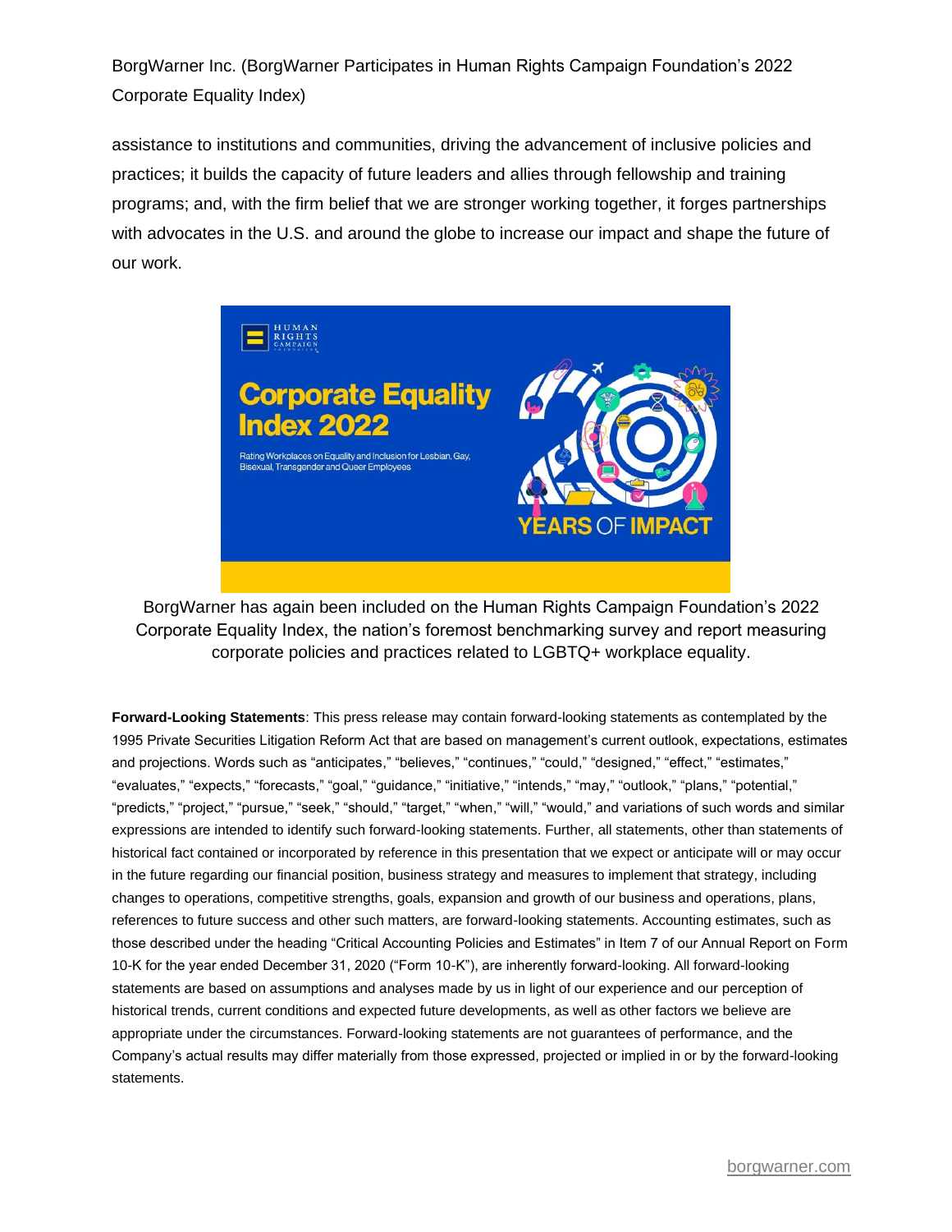assistance to institutions and communities, driving the advancement of inclusive policies and practices; it builds the capacity of future leaders and allies through fellowship and training programs; and, with the firm belief that we are stronger working together, it forges partnerships with advocates in the U.S. and around the globe to increase our impact and shape the future of our work.

BorgWarner has again been included on the Human Rights Campaign Foundation's 2022 Corporate Equality Index, the nation's foremost benchmarking survey and report measuring corporate policies and practices related to LGBTQ+ workplace equality.

**Forward-Looking Statements**: This press release may contain forward-looking statements as contemplated by the 1995 Private Securities Litigation Reform Act that are based on management's current outlook, expectations, estimates and projections. Words such as "anticipates," "believes," "continues," "could," "designed," "effect," "estimates," "evaluates," "expects," "forecasts," "goal," "guidance," "initiative," "intends," "may," "outlook," "plans," "potential," "predicts," "project," "pursue," "seek," "should," "target," "when," "will," "would," and variations of such words and similar expressions are intended to identify such forward-looking statements. Further, all statements, other than statements of historical fact contained or incorporated by reference in this presentation that we expect or anticipate will or may occur in the future regarding our financial position, business strategy and measures to implement that strategy, including changes to operations, competitive strengths, goals, expansion and growth of our business and operations, plans, references to future success and other such matters, are forward-looking statements. Accounting estimates, such as those described under the heading "Critical Accounting Policies and Estimates" in Item 7 of our Annual Report on Form 10-K for the year ended December 31, 2020 ("Form 10-K"), are inherently forward-looking. All forward-looking statements are based on assumptions and analyses made by us in light of our experience and our perception of historical trends, current conditions and expected future developments, as well as other factors we believe are appropriate under the circumstances. Forward-looking statements are not guarantees of performance, and the Company's actual results may differ materially from those expressed, projected or implied in or by the forward-looking statements.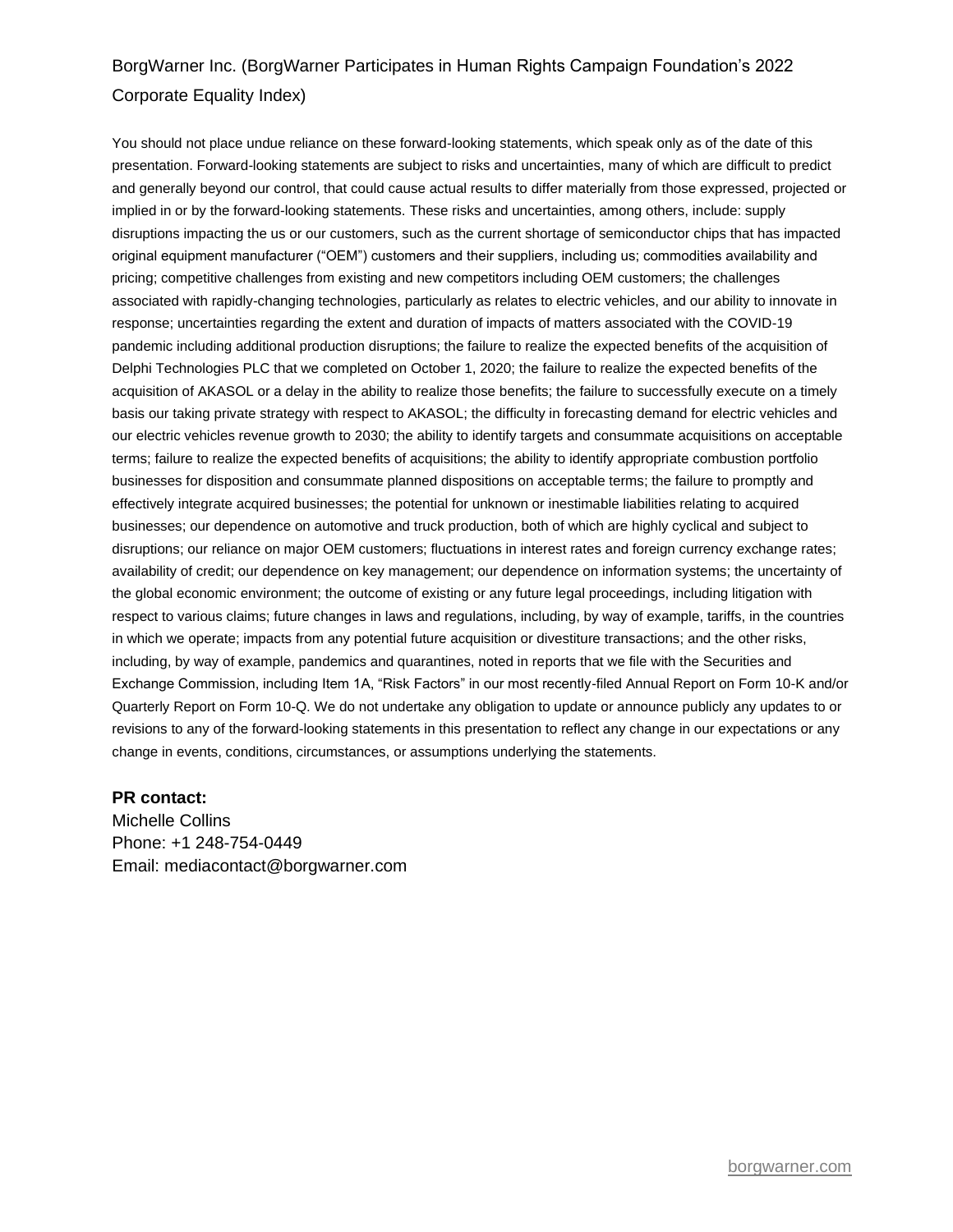You should not place undue reliance on these forward-looking statements, which speak only as of the date of this presentation. Forward-looking statements are subject to risks and uncertainties, many of which are difficult to predict and generally beyond our control, that could cause actual results to differ materially from those expressed, projected or implied in or by the forward-looking statements. These risks and uncertainties, among others, include: supply disruptions impacting the us or our customers, such as the current shortage of semiconductor chips that has impacted original equipment manufacturer ("OEM") customers and their suppliers, including us; commodities availability and pricing; competitive challenges from existing and new competitors including OEM customers; the challenges associated with rapidly-changing technologies, particularly as relates to electric vehicles, and our ability to innovate in response; uncertainties regarding the extent and duration of impacts of matters associated with the COVID-19 pandemic including additional production disruptions; the failure to realize the expected benefits of the acquisition of Delphi Technologies PLC that we completed on October 1, 2020; the failure to realize the expected benefits of the acquisition of AKASOL or a delay in the ability to realize those benefits; the failure to successfully execute on a timely basis our taking private strategy with respect to AKASOL; the difficulty in forecasting demand for electric vehicles and our electric vehicles revenue growth to 2030; the ability to identify targets and consummate acquisitions on acceptable terms; failure to realize the expected benefits of acquisitions; the ability to identify appropriate combustion portfolio businesses for disposition and consummate planned dispositions on acceptable terms; the failure to promptly and effectively integrate acquired businesses; the potential for unknown or inestimable liabilities relating to acquired businesses; our dependence on automotive and truck production, both of which are highly cyclical and subject to disruptions; our reliance on major OEM customers; fluctuations in interest rates and foreign currency exchange rates; availability of credit; our dependence on key management; our dependence on information systems; the uncertainty of the global economic environment; the outcome of existing or any future legal proceedings, including litigation with respect to various claims; future changes in laws and regulations, including, by way of example, tariffs, in the countries in which we operate; impacts from any potential future acquisition or divestiture transactions; and the other risks, including, by way of example, pandemics and quarantines, noted in reports that we file with the Securities and Exchange Commission, including Item 1A, "Risk Factors" in our most recently-filed Annual Report on Form 10-K and/or Quarterly Report on Form 10-Q. We do not undertake any obligation to update or announce publicly any updates to or revisions to any of the forward-looking statements in this presentation to reflect any change in our expectations or any change in events, conditions, circumstances, or assumptions underlying the statements.

**PR contact:**
Michelle Collins
Phone: +1 248-754-0449
Email: mediacontact@borgwarner.com